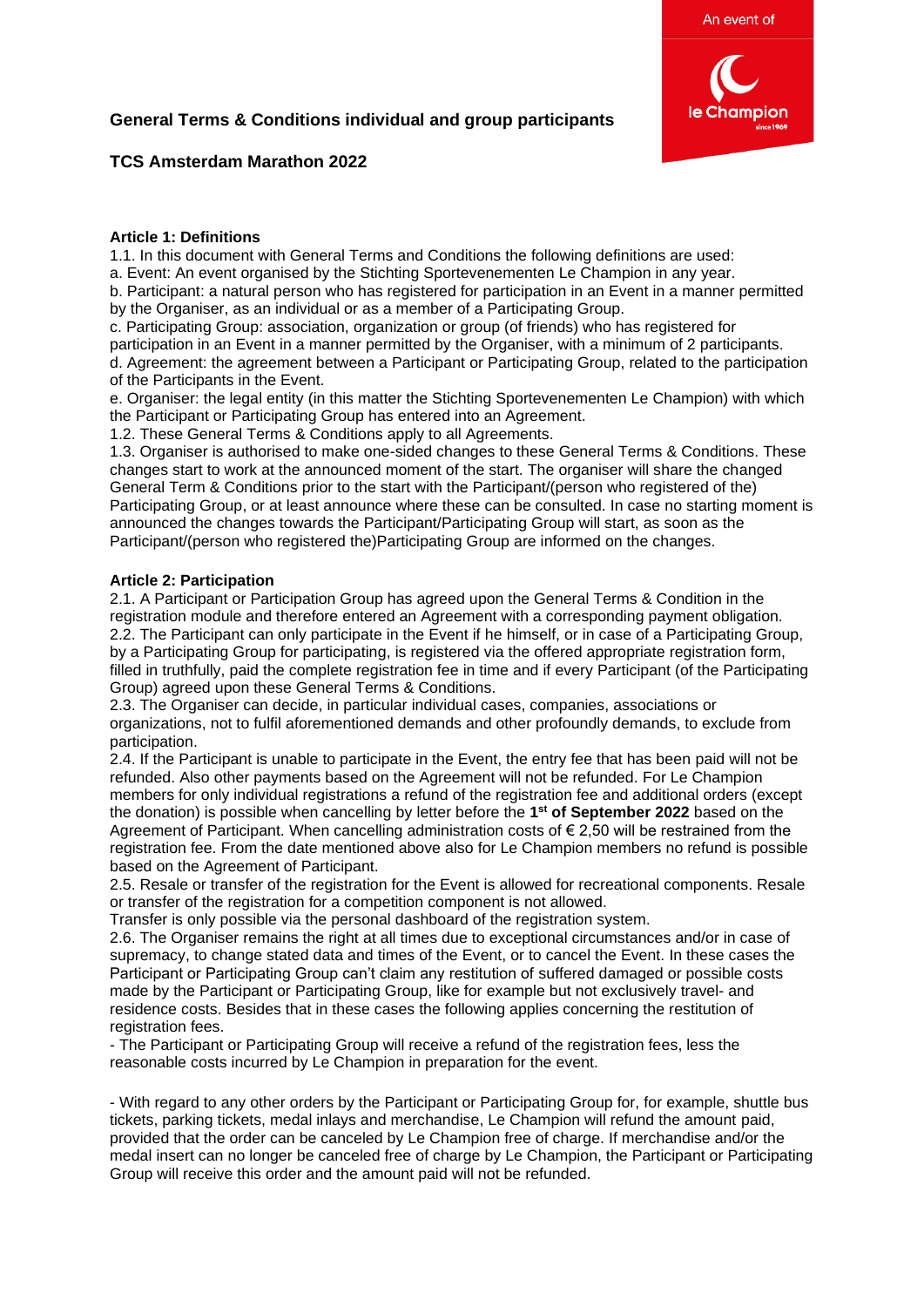## General Terms & Conditions individual and group participants

## TCS Amsterdam Marathon 2022

**Article 1: Definitions**

1.1. In this document with General Terms and Conditions the following definitions are used:
a. Event: An event organised by the Stichting Sportevenementen Le Champion in any year.
b. Participant: a natural person who has registered for participation in an Event in a manner permitted by the Organiser, as an individual or as a member of a Participating Group.
c. Participating Group: association, organization or group (of friends) who has registered for participation in an Event in a manner permitted by the Organiser, with a minimum of 2 participants.
d. Agreement: the agreement between a Participant or Participating Group, related to the participation of the Participants in the Event.
e. Organiser: the legal entity (in this matter the Stichting Sportevenementen Le Champion) with which the Participant or Participating Group has entered into an Agreement.
1.2. These General Terms & Conditions apply to all Agreements.
1.3. Organiser is authorised to make one-sided changes to these General Terms & Conditions. These changes start to work at the announced moment of the start. The organiser will share the changed General Term & Conditions prior to the start with the Participant/(person who registered of the) Participating Group, or at least announce where these can be consulted. In case no starting moment is announced the changes towards the Participant/Participating Group will start, as soon as the Participant/(person who registered the)Participating Group are informed on the changes.

**Article 2: Participation**

2.1. A Participant or Participation Group has agreed upon the General Terms & Condition in the registration module and therefore entered an Agreement with a corresponding payment obligation.
2.2. The Participant can only participate in the Event if he himself, or in case of a Participating Group, by a Participating Group for participating, is registered via the offered appropriate registration form, filled in truthfully, paid the complete registration fee in time and if every Participant (of the Participating Group) agreed upon these General Terms & Conditions.
2.3. The Organiser can decide, in particular individual cases, companies, associations or organizations, not to fulfil aforementioned demands and other profoundly demands, to exclude from participation.
2.4. If the Participant is unable to participate in the Event, the entry fee that has been paid will not be refunded. Also other payments based on the Agreement will not be refunded. For Le Champion members for only individual registrations a refund of the registration fee and additional orders (except the donation) is possible when cancelling by letter before the **1st of September 2022** based on the Agreement of Participant. When cancelling administration costs of € 2,50 will be restrained from the registration fee. From the date mentioned above also for Le Champion members no refund is possible based on the Agreement of Participant.
2.5. Resale or transfer of the registration for the Event is allowed for recreational components. Resale or transfer of the registration for a competition component is not allowed.
Transfer is only possible via the personal dashboard of the registration system.
2.6. The Organiser remains the right at all times due to exceptional circumstances and/or in case of supremacy, to change stated data and times of the Event, or to cancel the Event. In these cases the Participant or Participating Group can't claim any restitution of suffered damaged or possible costs made by the Participant or Participating Group, like for example but not exclusively travel- and residence costs. Besides that in these cases the following applies concerning the restitution of registration fees.

- The Participant or Participating Group will receive a refund of the registration fees, less the reasonable costs incurred by Le Champion in preparation for the event.

- With regard to any other orders by the Participant or Participating Group for, for example, shuttle bus tickets, parking tickets, medal inlays and merchandise, Le Champion will refund the amount paid, provided that the order can be canceled by Le Champion free of charge. If merchandise and/or the medal insert can no longer be canceled free of charge by Le Champion, the Participant or Participating Group will receive this order and the amount paid will not be refunded.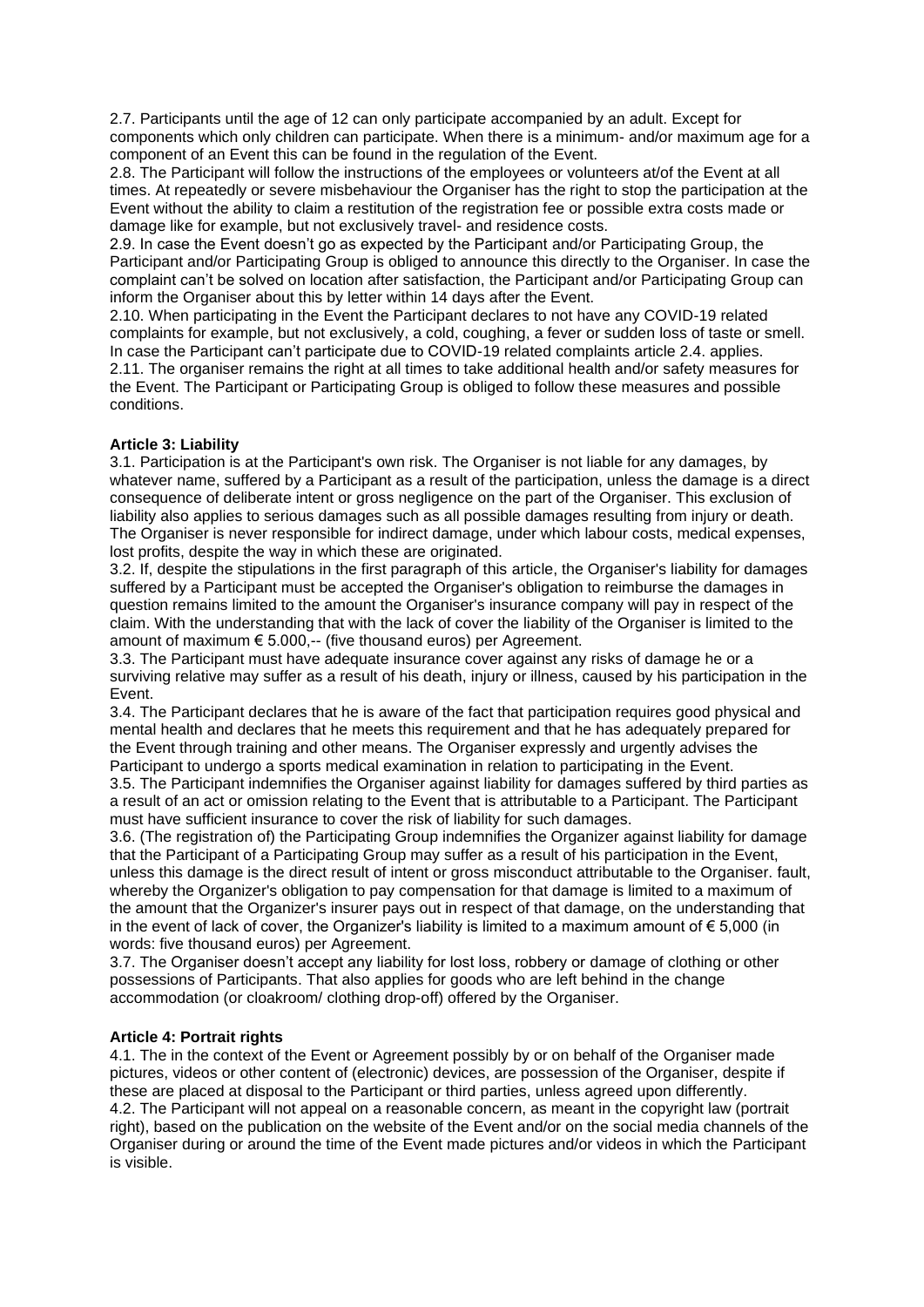2.7. Participants until the age of 12 can only participate accompanied by an adult. Except for components which only children can participate. When there is a minimum- and/or maximum age for a component of an Event this can be found in the regulation of the Event.
2.8. The Participant will follow the instructions of the employees or volunteers at/of the Event at all times. At repeatedly or severe misbehaviour the Organiser has the right to stop the participation at the Event without the ability to claim a restitution of the registration fee or possible extra costs made or damage like for example, but not exclusively travel- and residence costs.
2.9. In case the Event doesn't go as expected by the Participant and/or Participating Group, the Participant and/or Participating Group is obliged to announce this directly to the Organiser. In case the complaint can't be solved on location after satisfaction, the Participant and/or Participating Group can inform the Organiser about this by letter within 14 days after the Event.
2.10. When participating in the Event the Participant declares to not have any COVID-19 related complaints for example, but not exclusively, a cold, coughing, a fever or sudden loss of taste or smell. In case the Participant can't participate due to COVID-19 related complaints article 2.4. applies.
2.11. The organiser remains the right at all times to take additional health and/or safety measures for the Event. The Participant or Participating Group is obliged to follow these measures and possible conditions.

**Article 3: Liability**

3.1. Participation is at the Participant's own risk. The Organiser is not liable for any damages, by whatever name, suffered by a Participant as a result of the participation, unless the damage is a direct consequence of deliberate intent or gross negligence on the part of the Organiser. This exclusion of liability also applies to serious damages such as all possible damages resulting from injury or death. The Organiser is never responsible for indirect damage, under which labour costs, medical expenses, lost profits, despite the way in which these are originated.
3.2. If, despite the stipulations in the first paragraph of this article, the Organiser's liability for damages suffered by a Participant must be accepted the Organiser's obligation to reimburse the damages in question remains limited to the amount the Organiser's insurance company will pay in respect of the claim. With the understanding that with the lack of cover the liability of the Organiser is limited to the amount of maximum € 5.000,-- (five thousand euros) per Agreement.
3.3. The Participant must have adequate insurance cover against any risks of damage he or a surviving relative may suffer as a result of his death, injury or illness, caused by his participation in the Event.
3.4. The Participant declares that he is aware of the fact that participation requires good physical and mental health and declares that he meets this requirement and that he has adequately prepared for the Event through training and other means. The Organiser expressly and urgently advises the Participant to undergo a sports medical examination in relation to participating in the Event.
3.5. The Participant indemnifies the Organiser against liability for damages suffered by third parties as a result of an act or omission relating to the Event that is attributable to a Participant. The Participant must have sufficient insurance to cover the risk of liability for such damages.
3.6. (The registration of) the Participating Group indemnifies the Organizer against liability for damage that the Participant of a Participating Group may suffer as a result of his participation in the Event, unless this damage is the direct result of intent or gross misconduct attributable to the Organiser. fault, whereby the Organizer's obligation to pay compensation for that damage is limited to a maximum of the amount that the Organizer's insurer pays out in respect of that damage, on the understanding that in the event of lack of cover, the Organizer's liability is limited to a maximum amount of € 5,000 (in words: five thousand euros) per Agreement.
3.7. The Organiser doesn't accept any liability for lost loss, robbery or damage of clothing or other possessions of Participants. That also applies for goods who are left behind in the change accommodation (or cloakroom/ clothing drop-off) offered by the Organiser.

**Article 4: Portrait rights**

4.1. The in the context of the Event or Agreement possibly by or on behalf of the Organiser made pictures, videos or other content of (electronic) devices, are possession of the Organiser, despite if these are placed at disposal to the Participant or third parties, unless agreed upon differently.
4.2. The Participant will not appeal on a reasonable concern, as meant in the copyright law (portrait right), based on the publication on the website of the Event and/or on the social media channels of the Organiser during or around the time of the Event made pictures and/or videos in which the Participant is visible.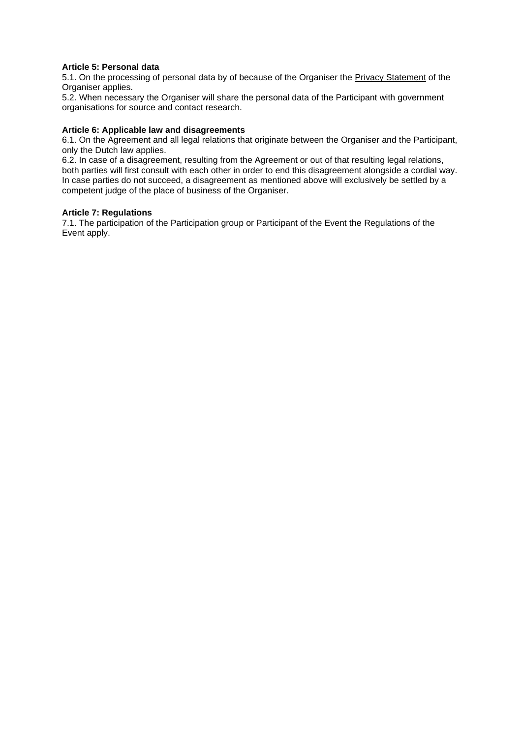**Article 5: Personal data**

5.1. On the processing of personal data by of because of the Organiser the Privacy Statement of the Organiser applies.

5.2. When necessary the Organiser will share the personal data of the Participant with government organisations for source and contact research.

**Article 6: Applicable law and disagreements**

6.1. On the Agreement and all legal relations that originate between the Organiser and the Participant, only the Dutch law applies.

6.2. In case of a disagreement, resulting from the Agreement or out of that resulting legal relations, both parties will first consult with each other in order to end this disagreement alongside a cordial way. In case parties do not succeed, a disagreement as mentioned above will exclusively be settled by a competent judge of the place of business of the Organiser.

**Article 7: Regulations**

7.1. The participation of the Participation group or Participant of the Event the Regulations of the Event apply.